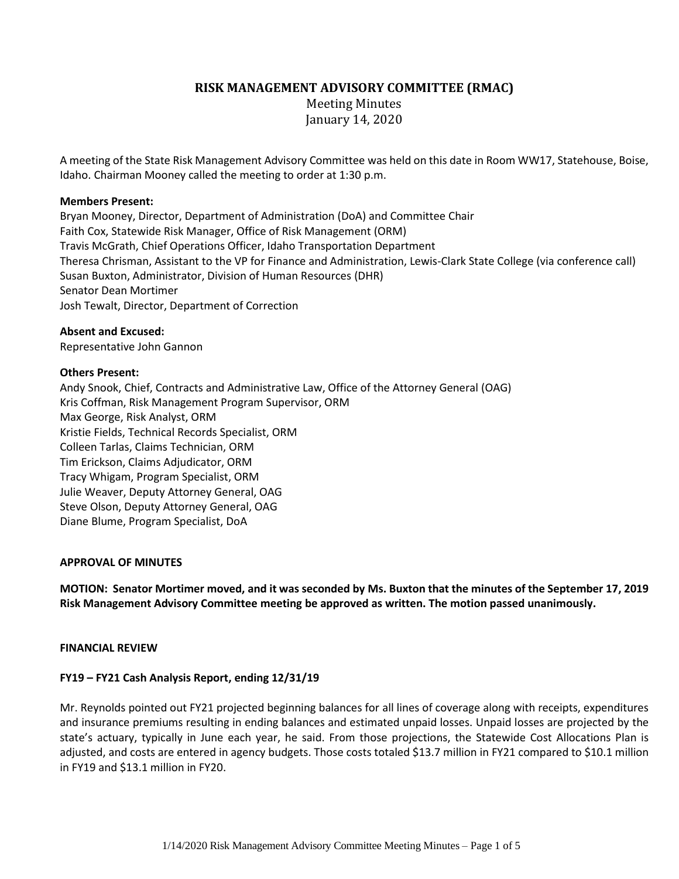# RISK MANAGEMENT ADVISORY COMMITTEE (RMAC)

Meeting Minutes
January 14, 2020

A meeting of the State Risk Management Advisory Committee was held on this date in Room WW17, Statehouse, Boise, Idaho. Chairman Mooney called the meeting to order at 1:30 p.m.

**Members Present:**
Bryan Mooney, Director, Department of Administration (DoA) and Committee Chair
Faith Cox, Statewide Risk Manager, Office of Risk Management (ORM)
Travis McGrath, Chief Operations Officer, Idaho Transportation Department
Theresa Chrisman, Assistant to the VP for Finance and Administration, Lewis-Clark State College (via conference call)
Susan Buxton, Administrator, Division of Human Resources (DHR)
Senator Dean Mortimer
Josh Tewalt, Director, Department of Correction

**Absent and Excused:**
Representative John Gannon

**Others Present:**
Andy Snook, Chief, Contracts and Administrative Law, Office of the Attorney General (OAG)
Kris Coffman, Risk Management Program Supervisor, ORM
Max George, Risk Analyst, ORM
Kristie Fields, Technical Records Specialist, ORM
Colleen Tarlas, Claims Technician, ORM
Tim Erickson, Claims Adjudicator, ORM
Tracy Whigam, Program Specialist, ORM
Julie Weaver, Deputy Attorney General, OAG
Steve Olson, Deputy Attorney General, OAG
Diane Blume, Program Specialist, DoA

## APPROVAL OF MINUTES

**MOTION: Senator Mortimer moved, and it was seconded by Ms. Buxton that the minutes of the September 17, 2019 Risk Management Advisory Committee meeting be approved as written. The motion passed unanimously.**

## FINANCIAL REVIEW

### FY19 – FY21 Cash Analysis Report, ending 12/31/19

Mr. Reynolds pointed out FY21 projected beginning balances for all lines of coverage along with receipts, expenditures and insurance premiums resulting in ending balances and estimated unpaid losses. Unpaid losses are projected by the state's actuary, typically in June each year, he said. From those projections, the Statewide Cost Allocations Plan is adjusted, and costs are entered in agency budgets. Those costs totaled \$13.7 million in FY21 compared to \$10.1 million in FY19 and \$13.1 million in FY20.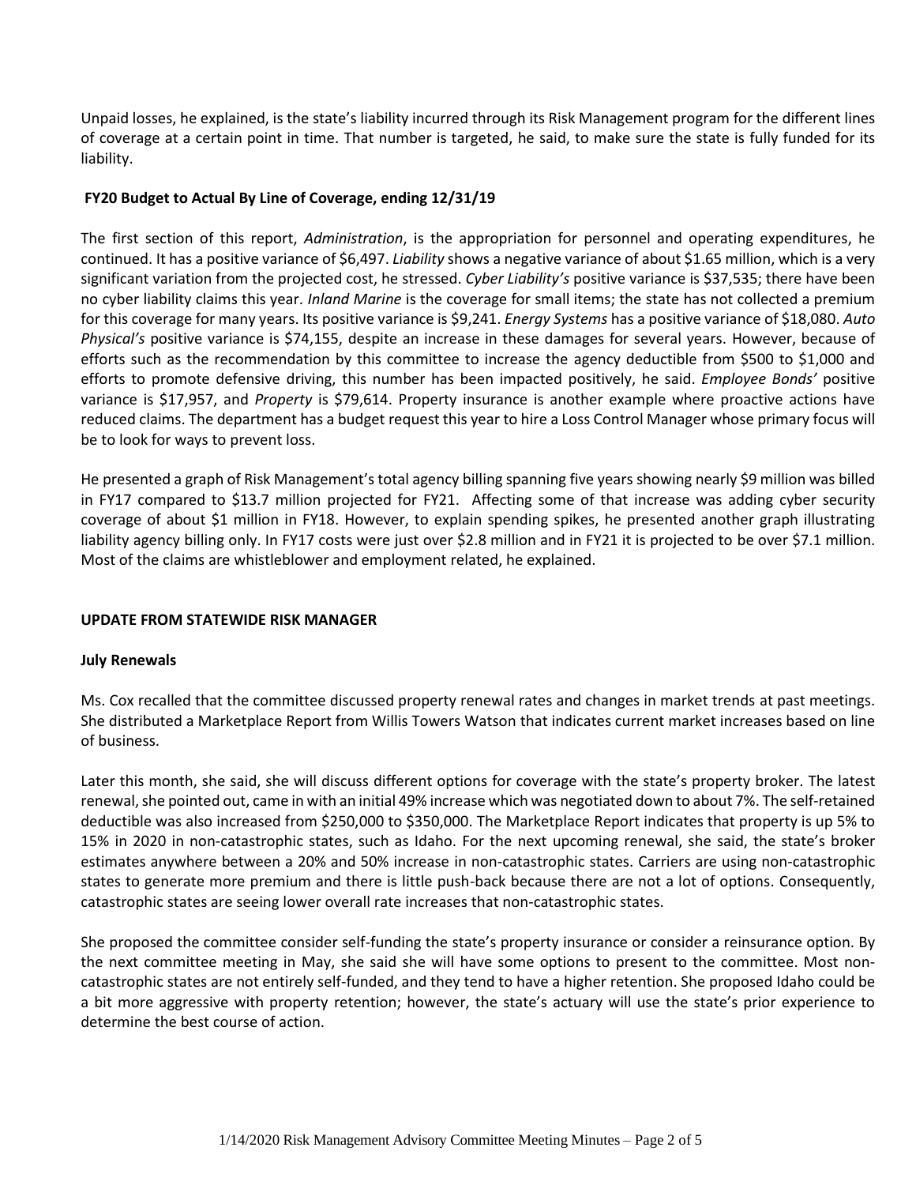Unpaid losses, he explained, is the state's liability incurred through its Risk Management program for the different lines of coverage at a certain point in time. That number is targeted, he said, to make sure the state is fully funded for its liability.

**FY20 Budget to Actual By Line of Coverage, ending 12/31/19**

The first section of this report, *Administration*, is the appropriation for personnel and operating expenditures, he continued. It has a positive variance of $6,497. *Liability* shows a negative variance of about $1.65 million, which is a very significant variation from the projected cost, he stressed. *Cyber Liability's* positive variance is $37,535; there have been no cyber liability claims this year. *Inland Marine* is the coverage for small items; the state has not collected a premium for this coverage for many years. Its positive variance is $9,241. *Energy Systems* has a positive variance of $18,080. *Auto Physical's* positive variance is $74,155, despite an increase in these damages for several years. However, because of efforts such as the recommendation by this committee to increase the agency deductible from $500 to $1,000 and efforts to promote defensive driving, this number has been impacted positively, he said. *Employee Bonds'* positive variance is $17,957, and *Property* is $79,614. Property insurance is another example where proactive actions have reduced claims. The department has a budget request this year to hire a Loss Control Manager whose primary focus will be to look for ways to prevent loss.

He presented a graph of Risk Management's total agency billing spanning five years showing nearly $9 million was billed in FY17 compared to $13.7 million projected for FY21. Affecting some of that increase was adding cyber security coverage of about $1 million in FY18. However, to explain spending spikes, he presented another graph illustrating liability agency billing only. In FY17 costs were just over $2.8 million and in FY21 it is projected to be over $7.1 million. Most of the claims are whistleblower and employment related, he explained.

**UPDATE FROM STATEWIDE RISK MANAGER**

**July Renewals**

Ms. Cox recalled that the committee discussed property renewal rates and changes in market trends at past meetings. She distributed a Marketplace Report from Willis Towers Watson that indicates current market increases based on line of business.

Later this month, she said, she will discuss different options for coverage with the state's property broker. The latest renewal, she pointed out, came in with an initial 49% increase which was negotiated down to about 7%. The self-retained deductible was also increased from $250,000 to $350,000. The Marketplace Report indicates that property is up 5% to 15% in 2020 in non-catastrophic states, such as Idaho. For the next upcoming renewal, she said, the state's broker estimates anywhere between a 20% and 50% increase in non-catastrophic states. Carriers are using non-catastrophic states to generate more premium and there is little push-back because there are not a lot of options. Consequently, catastrophic states are seeing lower overall rate increases that non-catastrophic states.

She proposed the committee consider self-funding the state's property insurance or consider a reinsurance option. By the next committee meeting in May, she said she will have some options to present to the committee. Most non-catastrophic states are not entirely self-funded, and they tend to have a higher retention. She proposed Idaho could be a bit more aggressive with property retention; however, the state's actuary will use the state's prior experience to determine the best course of action.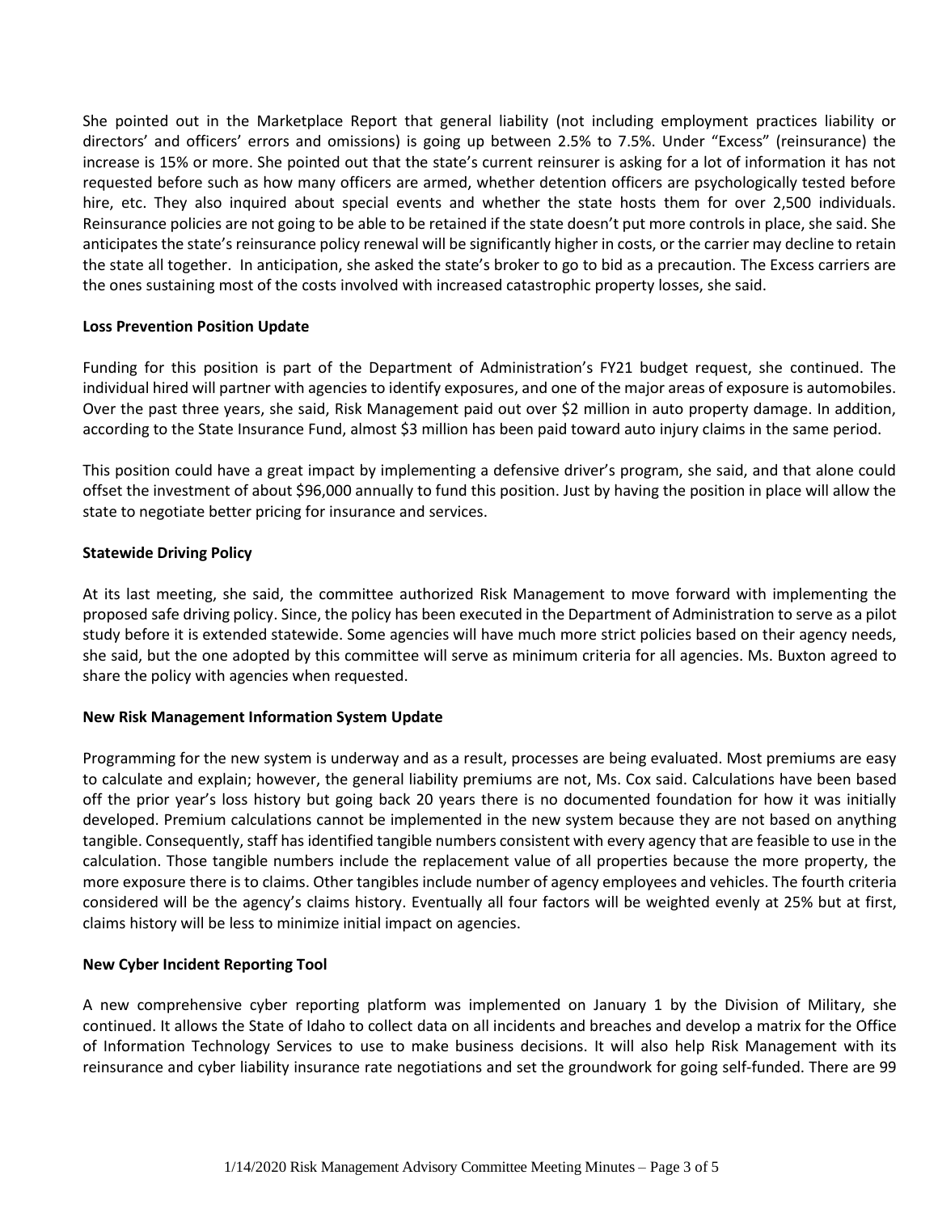She pointed out in the Marketplace Report that general liability (not including employment practices liability or directors' and officers' errors and omissions) is going up between 2.5% to 7.5%. Under "Excess" (reinsurance) the increase is 15% or more. She pointed out that the state's current reinsurer is asking for a lot of information it has not requested before such as how many officers are armed, whether detention officers are psychologically tested before hire, etc. They also inquired about special events and whether the state hosts them for over 2,500 individuals. Reinsurance policies are not going to be able to be retained if the state doesn't put more controls in place, she said. She anticipates the state's reinsurance policy renewal will be significantly higher in costs, or the carrier may decline to retain the state all together. In anticipation, she asked the state's broker to go to bid as a precaution. The Excess carriers are the ones sustaining most of the costs involved with increased catastrophic property losses, she said.

**Loss Prevention Position Update**

Funding for this position is part of the Department of Administration's FY21 budget request, she continued. The individual hired will partner with agencies to identify exposures, and one of the major areas of exposure is automobiles. Over the past three years, she said, Risk Management paid out over $2 million in auto property damage. In addition, according to the State Insurance Fund, almost $3 million has been paid toward auto injury claims in the same period.

This position could have a great impact by implementing a defensive driver's program, she said, and that alone could offset the investment of about $96,000 annually to fund this position. Just by having the position in place will allow the state to negotiate better pricing for insurance and services.

**Statewide Driving Policy**

At its last meeting, she said, the committee authorized Risk Management to move forward with implementing the proposed safe driving policy. Since, the policy has been executed in the Department of Administration to serve as a pilot study before it is extended statewide. Some agencies will have much more strict policies based on their agency needs, she said, but the one adopted by this committee will serve as minimum criteria for all agencies. Ms. Buxton agreed to share the policy with agencies when requested.

**New Risk Management Information System Update**

Programming for the new system is underway and as a result, processes are being evaluated. Most premiums are easy to calculate and explain; however, the general liability premiums are not, Ms. Cox said. Calculations have been based off the prior year's loss history but going back 20 years there is no documented foundation for how it was initially developed. Premium calculations cannot be implemented in the new system because they are not based on anything tangible. Consequently, staff has identified tangible numbers consistent with every agency that are feasible to use in the calculation. Those tangible numbers include the replacement value of all properties because the more property, the more exposure there is to claims. Other tangibles include number of agency employees and vehicles. The fourth criteria considered will be the agency's claims history. Eventually all four factors will be weighted evenly at 25% but at first, claims history will be less to minimize initial impact on agencies.

**New Cyber Incident Reporting Tool**

A new comprehensive cyber reporting platform was implemented on January 1 by the Division of Military, she continued. It allows the State of Idaho to collect data on all incidents and breaches and develop a matrix for the Office of Information Technology Services to use to make business decisions. It will also help Risk Management with its reinsurance and cyber liability insurance rate negotiations and set the groundwork for going self-funded. There are 99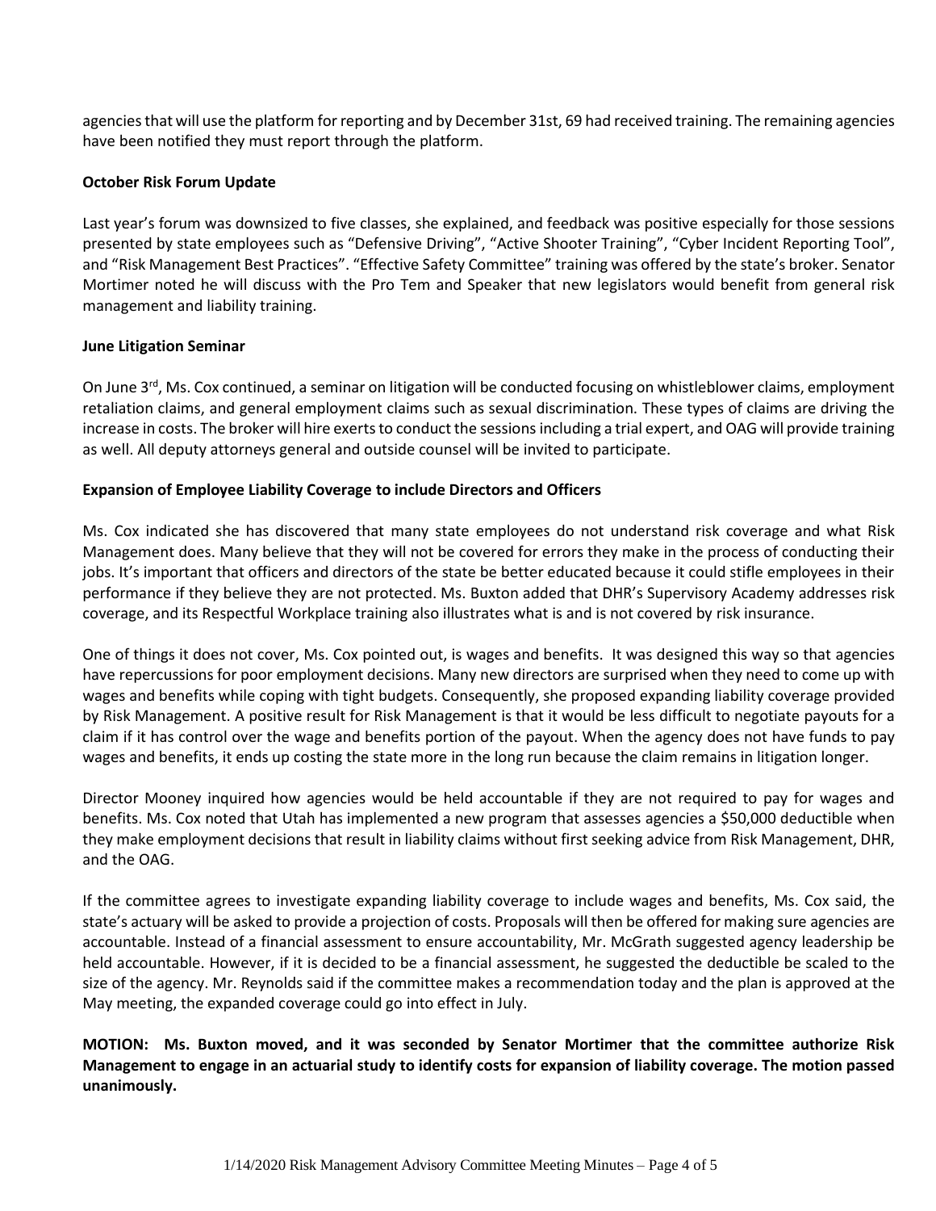agencies that will use the platform for reporting and by December 31st, 69 had received training. The remaining agencies have been notified they must report through the platform.

**October Risk Forum Update**

Last year's forum was downsized to five classes, she explained, and feedback was positive especially for those sessions presented by state employees such as "Defensive Driving", "Active Shooter Training", "Cyber Incident Reporting Tool", and "Risk Management Best Practices". "Effective Safety Committee" training was offered by the state's broker. Senator Mortimer noted he will discuss with the Pro Tem and Speaker that new legislators would benefit from general risk management and liability training.

**June Litigation Seminar**

On June 3rd, Ms. Cox continued, a seminar on litigation will be conducted focusing on whistleblower claims, employment retaliation claims, and general employment claims such as sexual discrimination. These types of claims are driving the increase in costs. The broker will hire exerts to conduct the sessions including a trial expert, and OAG will provide training as well. All deputy attorneys general and outside counsel will be invited to participate.

**Expansion of Employee Liability Coverage to include Directors and Officers**

Ms. Cox indicated she has discovered that many state employees do not understand risk coverage and what Risk Management does. Many believe that they will not be covered for errors they make in the process of conducting their jobs. It's important that officers and directors of the state be better educated because it could stifle employees in their performance if they believe they are not protected. Ms. Buxton added that DHR's Supervisory Academy addresses risk coverage, and its Respectful Workplace training also illustrates what is and is not covered by risk insurance.

One of things it does not cover, Ms. Cox pointed out, is wages and benefits. It was designed this way so that agencies have repercussions for poor employment decisions. Many new directors are surprised when they need to come up with wages and benefits while coping with tight budgets. Consequently, she proposed expanding liability coverage provided by Risk Management. A positive result for Risk Management is that it would be less difficult to negotiate payouts for a claim if it has control over the wage and benefits portion of the payout. When the agency does not have funds to pay wages and benefits, it ends up costing the state more in the long run because the claim remains in litigation longer.

Director Mooney inquired how agencies would be held accountable if they are not required to pay for wages and benefits. Ms. Cox noted that Utah has implemented a new program that assesses agencies a $50,000 deductible when they make employment decisions that result in liability claims without first seeking advice from Risk Management, DHR, and the OAG.

If the committee agrees to investigate expanding liability coverage to include wages and benefits, Ms. Cox said, the state's actuary will be asked to provide a projection of costs. Proposals will then be offered for making sure agencies are accountable. Instead of a financial assessment to ensure accountability, Mr. McGrath suggested agency leadership be held accountable. However, if it is decided to be a financial assessment, he suggested the deductible be scaled to the size of the agency. Mr. Reynolds said if the committee makes a recommendation today and the plan is approved at the May meeting, the expanded coverage could go into effect in July.

**MOTION: Ms. Buxton moved, and it was seconded by Senator Mortimer that the committee authorize Risk Management to engage in an actuarial study to identify costs for expansion of liability coverage. The motion passed unanimously.**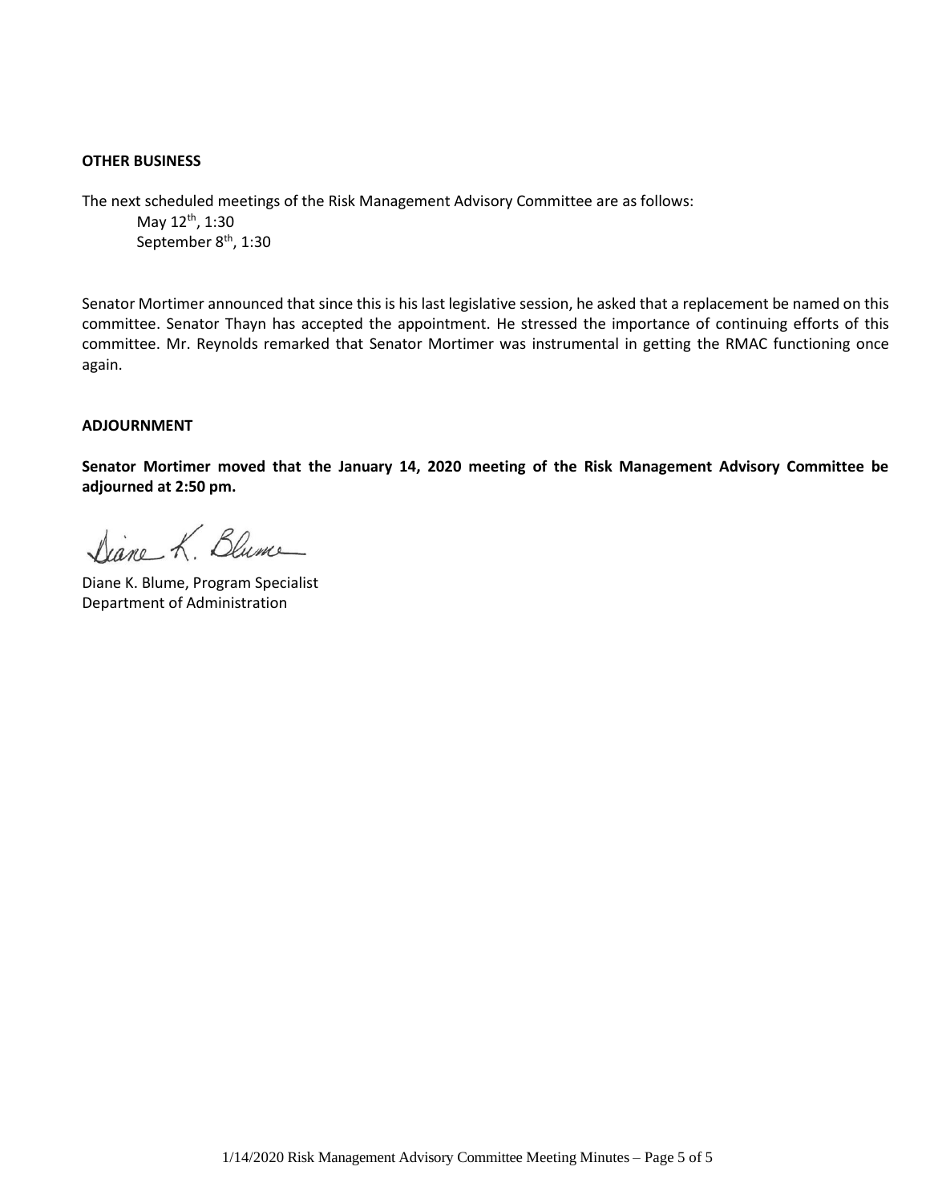**OTHER BUSINESS**

The next scheduled meetings of the Risk Management Advisory Committee are as follows:

May 12th, 1:30
September 8th, 1:30

Senator Mortimer announced that since this is his last legislative session, he asked that a replacement be named on this committee. Senator Thayn has accepted the appointment. He stressed the importance of continuing efforts of this committee. Mr. Reynolds remarked that Senator Mortimer was instrumental in getting the RMAC functioning once again.

**ADJOURNMENT**

**Senator Mortimer moved that the January 14, 2020 meeting of the Risk Management Advisory Committee be adjourned at 2:50 pm.**

Diane K. Blume

Diane K. Blume, Program Specialist
Department of Administration